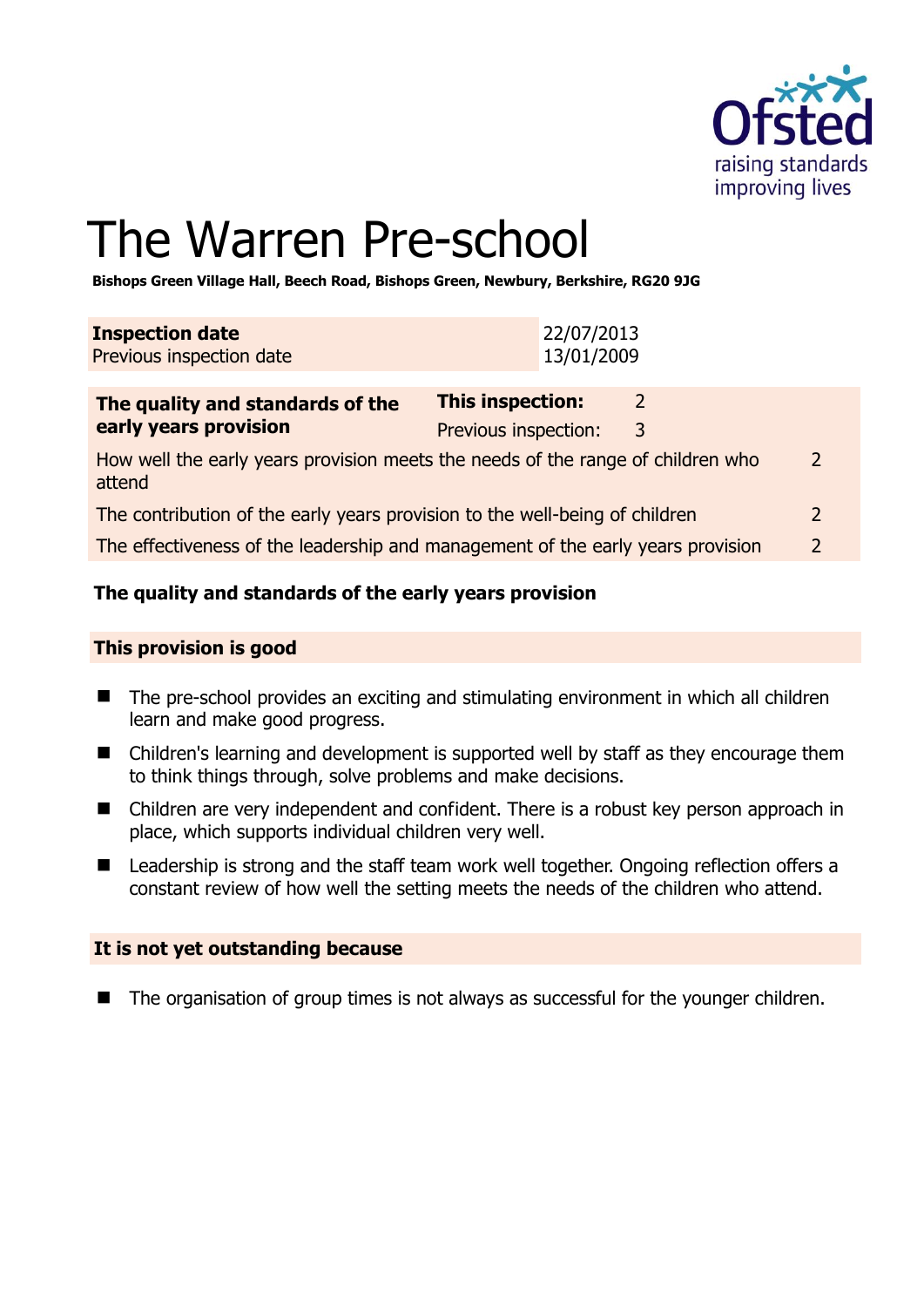# The Warren Pre-school

**Bishops Green Village Hall, Beech Road, Bishops Green, Newbury, Berkshire, RG20 9JG**

| **Inspection date** | 22/07/2013 |
|---|---|
| Previous inspection date | 13/01/2009 |

| **The quality and standards of the early years provision** | **This inspection:** | 2 |
|---|---|---|
| | Previous inspection: | 3 |
| How well the early years provision meets the needs of the range of children who attend | | 2 |
| The contribution of the early years provision to the well-being of children | | 2 |
| The effectiveness of the leadership and management of the early years provision | | 2 |

### The quality and standards of the early years provision

#### This provision is good

- The pre-school provides an exciting and stimulating environment in which all children learn and make good progress.
- Children's learning and development is supported well by staff as they encourage them to think things through, solve problems and make decisions.
- Children are very independent and confident. There is a robust key person approach in place, which supports individual children very well.
- Leadership is strong and the staff team work well together. Ongoing reflection offers a constant review of how well the setting meets the needs of the children who attend.

#### It is not yet outstanding because

- The organisation of group times is not always as successful for the younger children.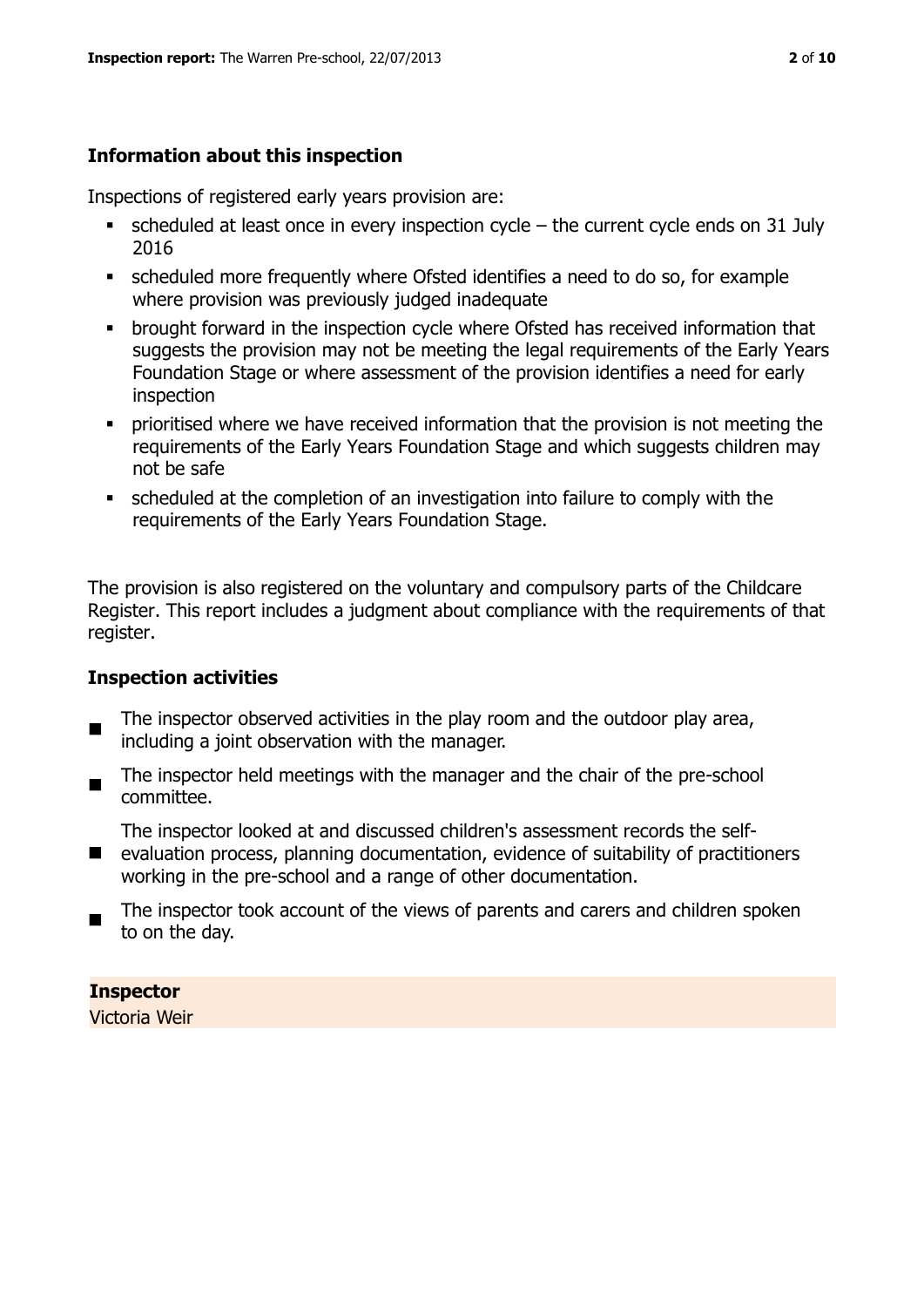## Information about this inspection

Inspections of registered early years provision are:

- scheduled at least once in every inspection cycle – the current cycle ends on 31 July 2016
- scheduled more frequently where Ofsted identifies a need to do so, for example where provision was previously judged inadequate
- brought forward in the inspection cycle where Ofsted has received information that suggests the provision may not be meeting the legal requirements of the Early Years Foundation Stage or where assessment of the provision identifies a need for early inspection
- prioritised where we have received information that the provision is not meeting the requirements of the Early Years Foundation Stage and which suggests children may not be safe
- scheduled at the completion of an investigation into failure to comply with the requirements of the Early Years Foundation Stage.

The provision is also registered on the voluntary and compulsory parts of the Childcare Register. This report includes a judgment about compliance with the requirements of that register.

## Inspection activities

- The inspector observed activities in the play room and the outdoor play area, including a joint observation with the manager.
- The inspector held meetings with the manager and the chair of the pre-school committee.
- The inspector looked at and discussed children's assessment records the self-evaluation process, planning documentation, evidence of suitability of practitioners working in the pre-school and a range of other documentation.
- The inspector took account of the views of parents and carers and children spoken to on the day.

**Inspector**
Victoria Weir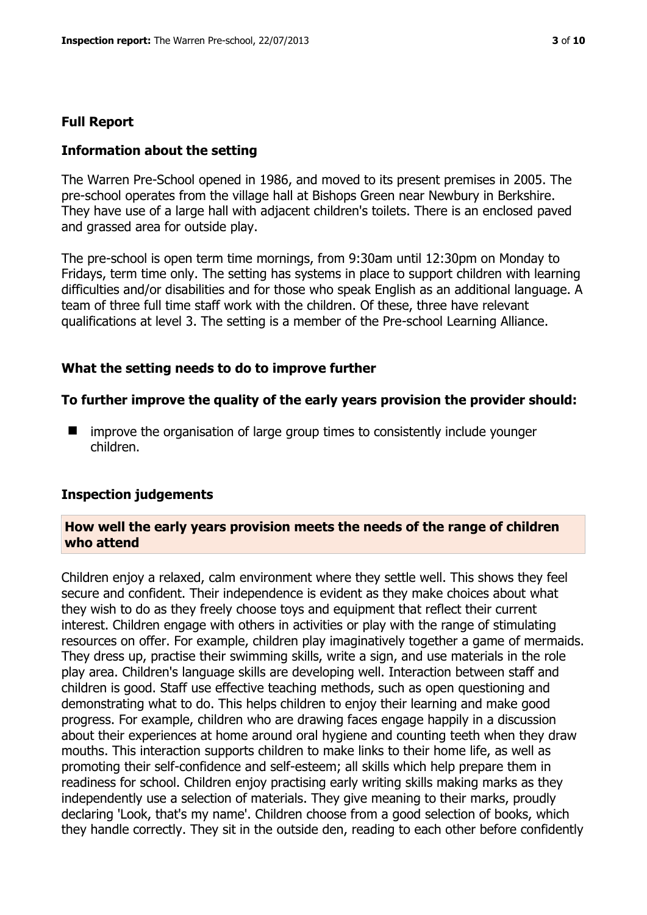## Full Report

### Information about the setting

The Warren Pre-School opened in 1986, and moved to its present premises in 2005. The pre-school operates from the village hall at Bishops Green near Newbury in Berkshire. They have use of a large hall with adjacent children's toilets. There is an enclosed paved and grassed area for outside play.

The pre-school is open term time mornings, from 9:30am until 12:30pm on Monday to Fridays, term time only. The setting has systems in place to support children with learning difficulties and/or disabilities and for those who speak English as an additional language. A team of three full time staff work with the children. Of these, three have relevant qualifications at level 3. The setting is a member of the Pre-school Learning Alliance.

### What the setting needs to do to improve further

#### To further improve the quality of the early years provision the provider should:

- improve the organisation of large group times to consistently include younger children.

### Inspection judgements

#### How well the early years provision meets the needs of the range of children who attend

Children enjoy a relaxed, calm environment where they settle well. This shows they feel secure and confident. Their independence is evident as they make choices about what they wish to do as they freely choose toys and equipment that reflect their current interest. Children engage with others in activities or play with the range of stimulating resources on offer. For example, children play imaginatively together a game of mermaids. They dress up, practise their swimming skills, write a sign, and use materials in the role play area. Children's language skills are developing well. Interaction between staff and children is good. Staff use effective teaching methods, such as open questioning and demonstrating what to do. This helps children to enjoy their learning and make good progress. For example, children who are drawing faces engage happily in a discussion about their experiences at home around oral hygiene and counting teeth when they draw mouths. This interaction supports children to make links to their home life, as well as promoting their self-confidence and self-esteem; all skills which help prepare them in readiness for school. Children enjoy practising early writing skills making marks as they independently use a selection of materials. They give meaning to their marks, proudly declaring 'Look, that's my name'. Children choose from a good selection of books, which they handle correctly. They sit in the outside den, reading to each other before confidently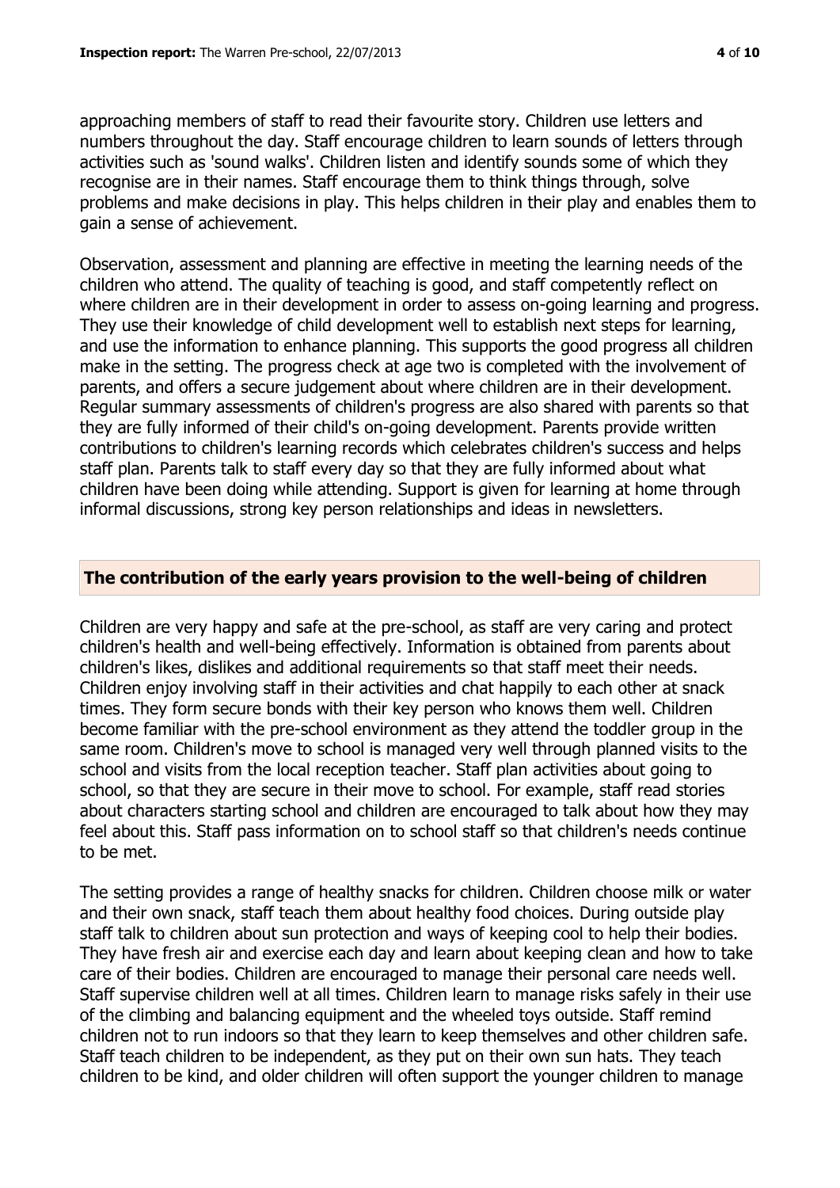approaching members of staff to read their favourite story. Children use letters and numbers throughout the day. Staff encourage children to learn sounds of letters through activities such as 'sound walks'. Children listen and identify sounds some of which they recognise are in their names. Staff encourage them to think things through, solve problems and make decisions in play. This helps children in their play and enables them to gain a sense of achievement.

Observation, assessment and planning are effective in meeting the learning needs of the children who attend. The quality of teaching is good, and staff competently reflect on where children are in their development in order to assess on-going learning and progress. They use their knowledge of child development well to establish next steps for learning, and use the information to enhance planning. This supports the good progress all children make in the setting. The progress check at age two is completed with the involvement of parents, and offers a secure judgement about where children are in their development. Regular summary assessments of children's progress are also shared with parents so that they are fully informed of their child's on-going development. Parents provide written contributions to children's learning records which celebrates children's success and helps staff plan. Parents talk to staff every day so that they are fully informed about what children have been doing while attending. Support is given for learning at home through informal discussions, strong key person relationships and ideas in newsletters.

## The contribution of the early years provision to the well-being of children

Children are very happy and safe at the pre-school, as staff are very caring and protect children's health and well-being effectively. Information is obtained from parents about children's likes, dislikes and additional requirements so that staff meet their needs. Children enjoy involving staff in their activities and chat happily to each other at snack times. They form secure bonds with their key person who knows them well. Children become familiar with the pre-school environment as they attend the toddler group in the same room. Children's move to school is managed very well through planned visits to the school and visits from the local reception teacher. Staff plan activities about going to school, so that they are secure in their move to school. For example, staff read stories about characters starting school and children are encouraged to talk about how they may feel about this. Staff pass information on to school staff so that children's needs continue to be met.

The setting provides a range of healthy snacks for children. Children choose milk or water and their own snack, staff teach them about healthy food choices. During outside play staff talk to children about sun protection and ways of keeping cool to help their bodies. They have fresh air and exercise each day and learn about keeping clean and how to take care of their bodies. Children are encouraged to manage their personal care needs well. Staff supervise children well at all times. Children learn to manage risks safely in their use of the climbing and balancing equipment and the wheeled toys outside. Staff remind children not to run indoors so that they learn to keep themselves and other children safe. Staff teach children to be independent, as they put on their own sun hats. They teach children to be kind, and older children will often support the younger children to manage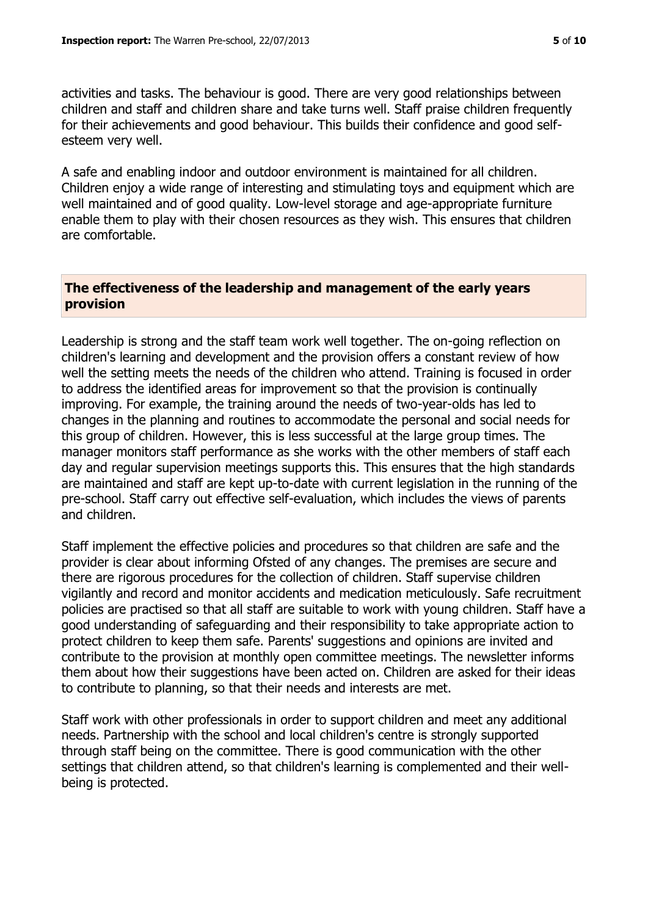activities and tasks. The behaviour is good. There are very good relationships between children and staff and children share and take turns well. Staff praise children frequently for their achievements and good behaviour. This builds their confidence and good self-esteem very well.

A safe and enabling indoor and outdoor environment is maintained for all children. Children enjoy a wide range of interesting and stimulating toys and equipment which are well maintained and of good quality. Low-level storage and age-appropriate furniture enable them to play with their chosen resources as they wish. This ensures that children are comfortable.

## The effectiveness of the leadership and management of the early years provision

Leadership is strong and the staff team work well together. The on-going reflection on children's learning and development and the provision offers a constant review of how well the setting meets the needs of the children who attend. Training is focused in order to address the identified areas for improvement so that the provision is continually improving. For example, the training around the needs of two-year-olds has led to changes in the planning and routines to accommodate the personal and social needs for this group of children. However, this is less successful at the large group times. The manager monitors staff performance as she works with the other members of staff each day and regular supervision meetings supports this. This ensures that the high standards are maintained and staff are kept up-to-date with current legislation in the running of the pre-school. Staff carry out effective self-evaluation, which includes the views of parents and children.

Staff implement the effective policies and procedures so that children are safe and the provider is clear about informing Ofsted of any changes. The premises are secure and there are rigorous procedures for the collection of children. Staff supervise children vigilantly and record and monitor accidents and medication meticulously. Safe recruitment policies are practised so that all staff are suitable to work with young children. Staff have a good understanding of safeguarding and their responsibility to take appropriate action to protect children to keep them safe. Parents' suggestions and opinions are invited and contribute to the provision at monthly open committee meetings. The newsletter informs them about how their suggestions have been acted on. Children are asked for their ideas to contribute to planning, so that their needs and interests are met.

Staff work with other professionals in order to support children and meet any additional needs. Partnership with the school and local children's centre is strongly supported through staff being on the committee. There is good communication with the other settings that children attend, so that children's learning is complemented and their well-being is protected.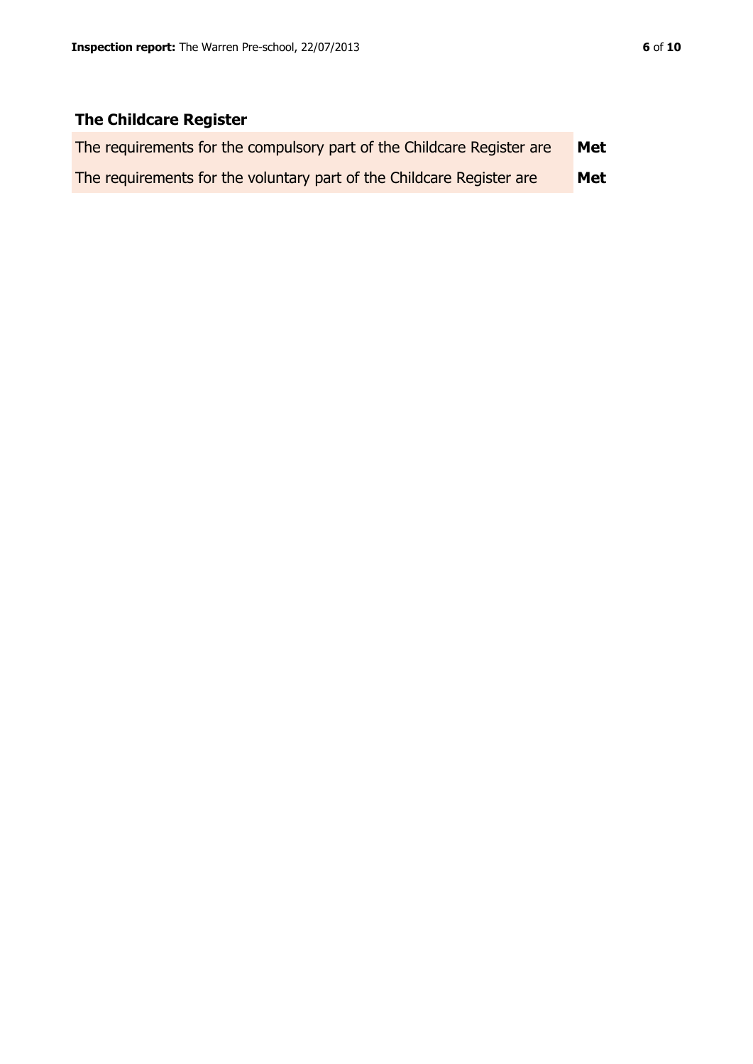## The Childcare Register

| | |
|---|---|
| The requirements for the compulsory part of the Childcare Register are | **Met** |
| The requirements for the voluntary part of the Childcare Register are | **Met** |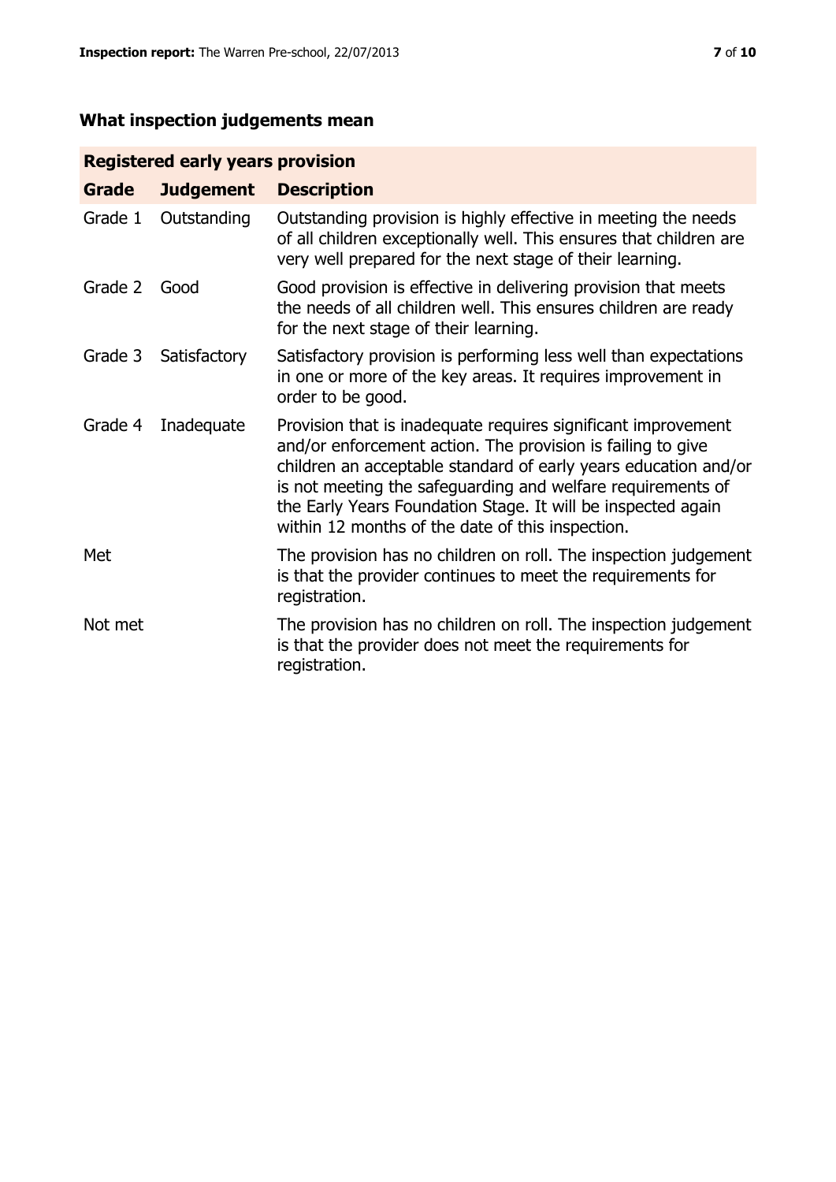## What inspection judgements mean

| Registered early years provision | | |
|---|---|---|
| **Grade** | **Judgement** | **Description** |
| Grade 1 | Outstanding | Outstanding provision is highly effective in meeting the needs of all children exceptionally well. This ensures that children are very well prepared for the next stage of their learning. |
| Grade 2 | Good | Good provision is effective in delivering provision that meets the needs of all children well. This ensures children are ready for the next stage of their learning. |
| Grade 3 | Satisfactory | Satisfactory provision is performing less well than expectations in one or more of the key areas. It requires improvement in order to be good. |
| Grade 4 | Inadequate | Provision that is inadequate requires significant improvement and/or enforcement action. The provision is failing to give children an acceptable standard of early years education and/or is not meeting the safeguarding and welfare requirements of the Early Years Foundation Stage. It will be inspected again within 12 months of the date of this inspection. |
| Met | | The provision has no children on roll. The inspection judgement is that the provider continues to meet the requirements for registration. |
| Not met | | The provision has no children on roll. The inspection judgement is that the provider does not meet the requirements for registration. |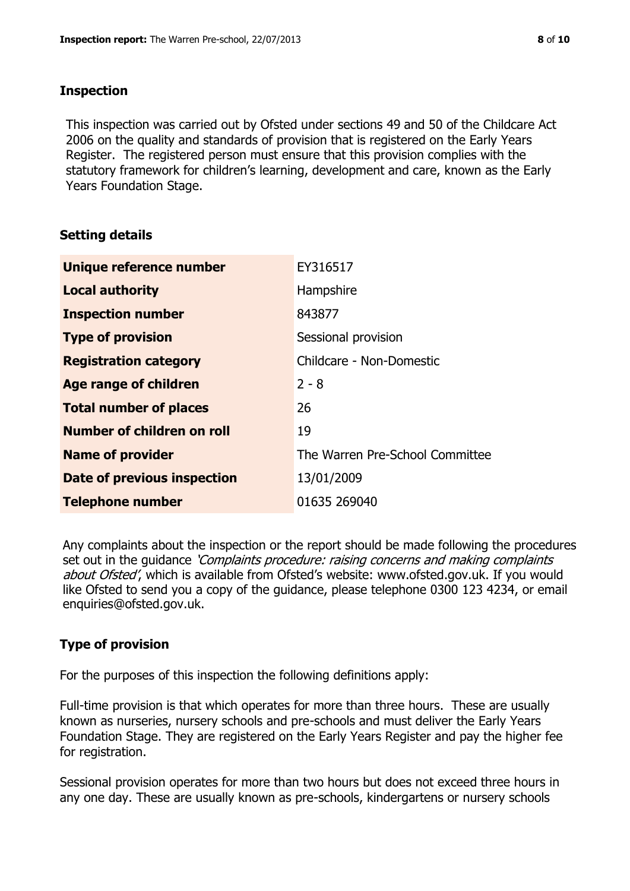## Inspection

This inspection was carried out by Ofsted under sections 49 and 50 of the Childcare Act 2006 on the quality and standards of provision that is registered on the Early Years Register. The registered person must ensure that this provision complies with the statutory framework for children's learning, development and care, known as the Early Years Foundation Stage.

## Setting details

| | |
|---|---|
| **Unique reference number** | EY316517 |
| **Local authority** | Hampshire |
| **Inspection number** | 843877 |
| **Type of provision** | Sessional provision |
| **Registration category** | Childcare - Non-Domestic |
| **Age range of children** | 2 - 8 |
| **Total number of places** | 26 |
| **Number of children on roll** | 19 |
| **Name of provider** | The Warren Pre-School Committee |
| **Date of previous inspection** | 13/01/2009 |
| **Telephone number** | 01635 269040 |

Any complaints about the inspection or the report should be made following the procedures set out in the guidance *'Complaints procedure: raising concerns and making complaints about Ofsted'*, which is available from Ofsted's website: www.ofsted.gov.uk. If you would like Ofsted to send you a copy of the guidance, please telephone 0300 123 4234, or email enquiries@ofsted.gov.uk.

## Type of provision

For the purposes of this inspection the following definitions apply:

Full-time provision is that which operates for more than three hours. These are usually known as nurseries, nursery schools and pre-schools and must deliver the Early Years Foundation Stage. They are registered on the Early Years Register and pay the higher fee for registration.

Sessional provision operates for more than two hours but does not exceed three hours in any one day. These are usually known as pre-schools, kindergartens or nursery schools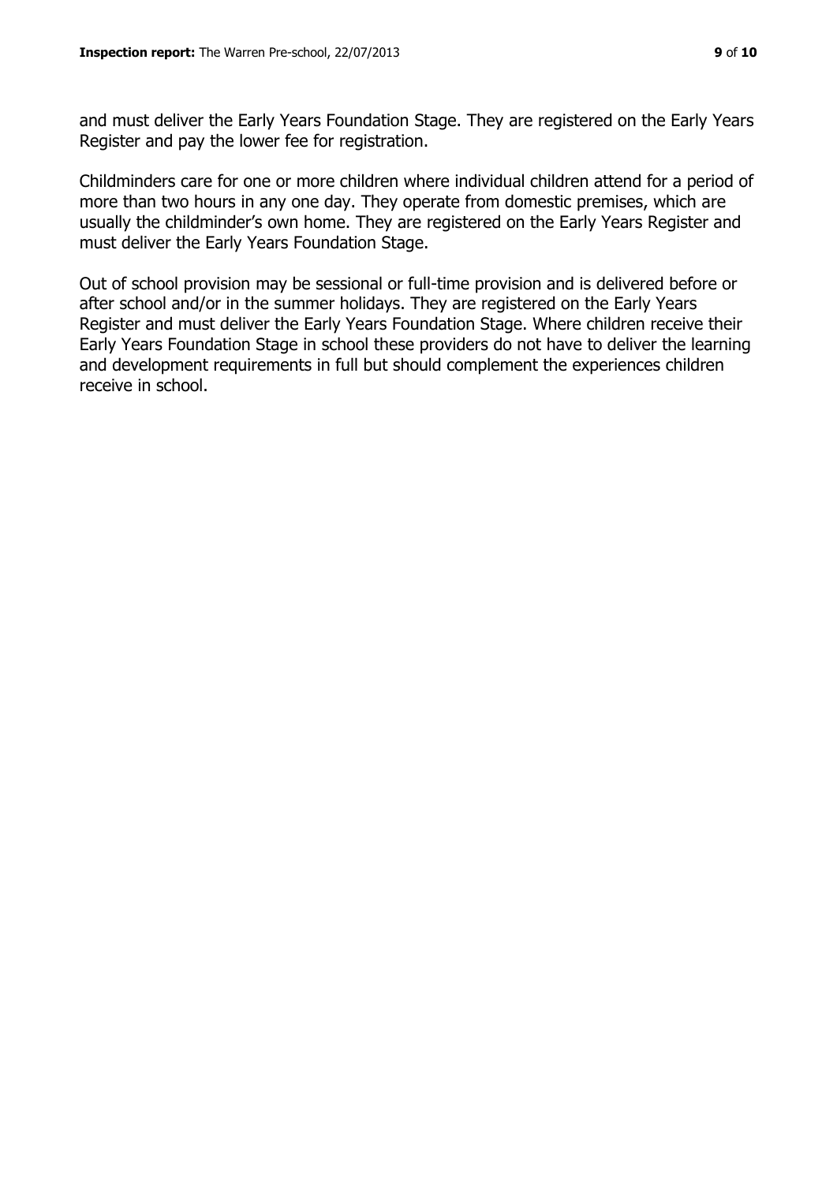and must deliver the Early Years Foundation Stage. They are registered on the Early Years Register and pay the lower fee for registration.

Childminders care for one or more children where individual children attend for a period of more than two hours in any one day. They operate from domestic premises, which are usually the childminder's own home. They are registered on the Early Years Register and must deliver the Early Years Foundation Stage.

Out of school provision may be sessional or full-time provision and is delivered before or after school and/or in the summer holidays. They are registered on the Early Years Register and must deliver the Early Years Foundation Stage. Where children receive their Early Years Foundation Stage in school these providers do not have to deliver the learning and development requirements in full but should complement the experiences children receive in school.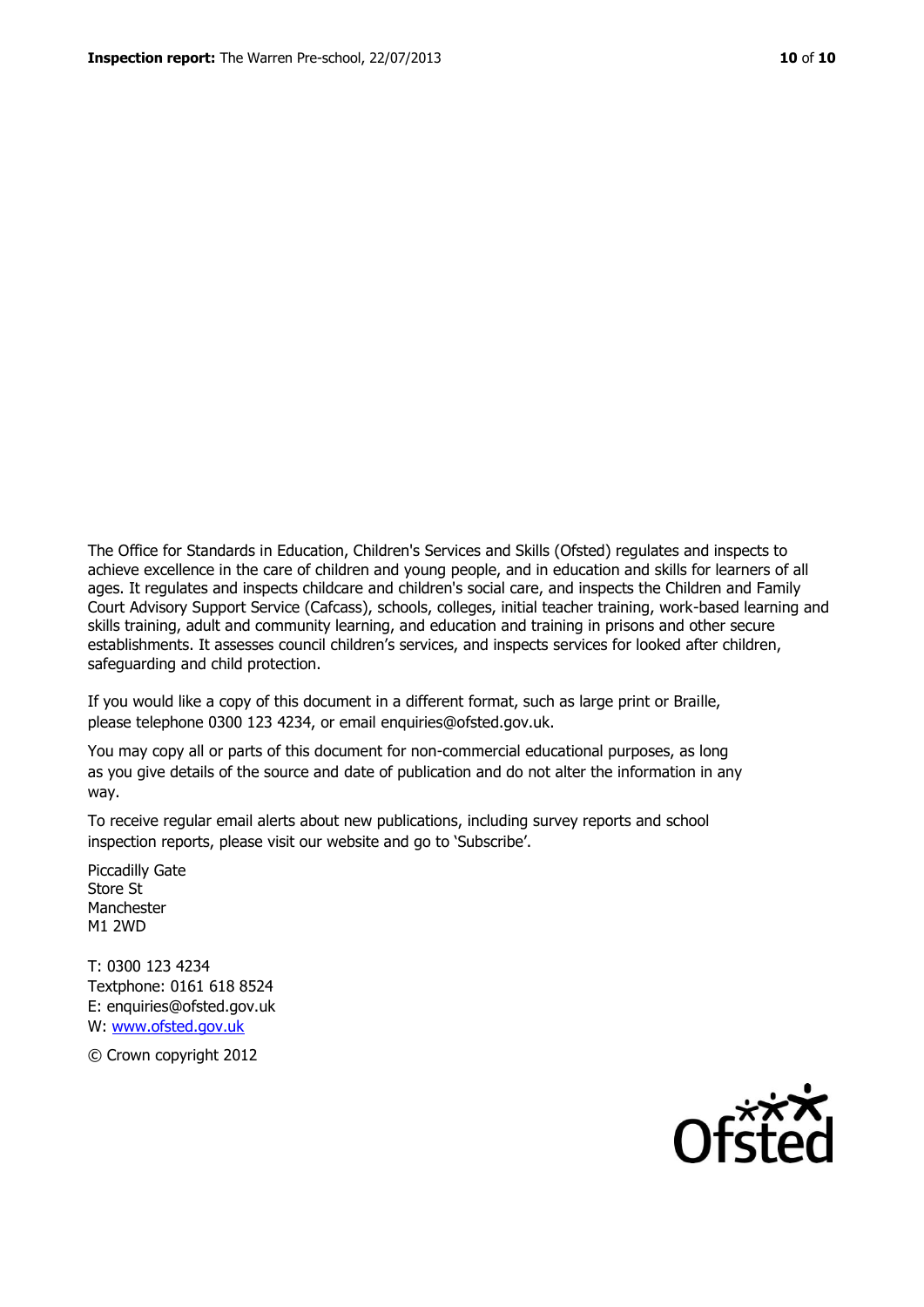The Office for Standards in Education, Children's Services and Skills (Ofsted) regulates and inspects to achieve excellence in the care of children and young people, and in education and skills for learners of all ages. It regulates and inspects childcare and children's social care, and inspects the Children and Family Court Advisory Support Service (Cafcass), schools, colleges, initial teacher training, work-based learning and skills training, adult and community learning, and education and training in prisons and other secure establishments. It assesses council children's services, and inspects services for looked after children, safeguarding and child protection.

If you would like a copy of this document in a different format, such as large print or Braille, please telephone 0300 123 4234, or email enquiries@ofsted.gov.uk.

You may copy all or parts of this document for non-commercial educational purposes, as long as you give details of the source and date of publication and do not alter the information in any way.

To receive regular email alerts about new publications, including survey reports and school inspection reports, please visit our website and go to 'Subscribe'.

Piccadilly Gate
Store St
Manchester
M1 2WD

T: 0300 123 4234
Textphone: 0161 618 8524
E: enquiries@ofsted.gov.uk
W: www.ofsted.gov.uk

© Crown copyright 2012

Ofsted